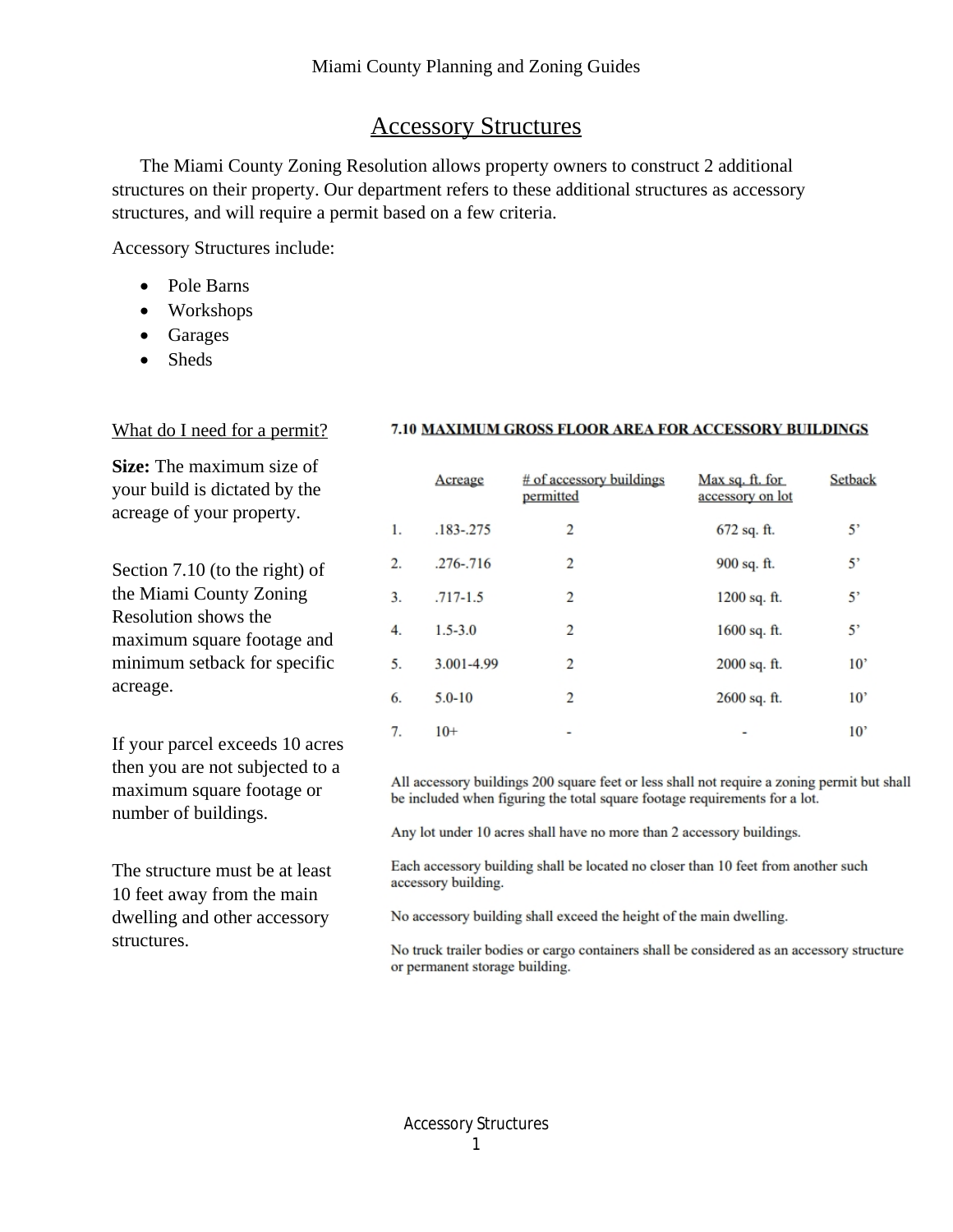# Accessory Structures

The Miami County Zoning Resolution allows property owners to construct 2 additional structures on their property. Our department refers to these additional structures as accessory structures, and will require a permit based on a few criteria.

Accessory Structures include:

- Pole Barns
- Workshops
- Garages
- Sheds

## What do I need for a permit?

**Size:** The maximum size of your build is dictated by the acreage of your property.

Section 7.10 (to the right) of the Miami County Zoning Resolution shows the maximum square footage and minimum setback for specific acreage.

If your parcel exceeds 10 acres then you are not subjected to a maximum square footage or number of buildings.

The structure must be at least 10 feet away from the main dwelling and other accessory structures.

### 7.10 MAXIMUM GROSS FLOOR AREA FOR ACCESSORY BUILDINGS

| | Acreage | # of accessory buildings permitted | Max sq. ft. for accessory on lot | Setback |
|---|---|---|---|---|
| 1. | .183-.275 | 2 | 672 sq. ft. | 5' |
| 2. | .276-.716 | 2 | 900 sq. ft. | 5' |
| 3. | .717-1.5 | 2 | 1200 sq. ft. | 5' |
| 4. | 1.5-3.0 | 2 | 1600 sq. ft. | 5' |
| 5. | 3.001-4.99 | 2 | 2000 sq. ft. | 10' |
| 6. | 5.0-10 | 2 | 2600 sq. ft. | 10' |
| 7. | 10+ | - | - | 10' |

All accessory buildings 200 square feet or less shall not require a zoning permit but shall be included when figuring the total square footage requirements for a lot.

Any lot under 10 acres shall have no more than 2 accessory buildings.

Each accessory building shall be located no closer than 10 feet from another such accessory building.

No accessory building shall exceed the height of the main dwelling.

No truck trailer bodies or cargo containers shall be considered as an accessory structure or permanent storage building.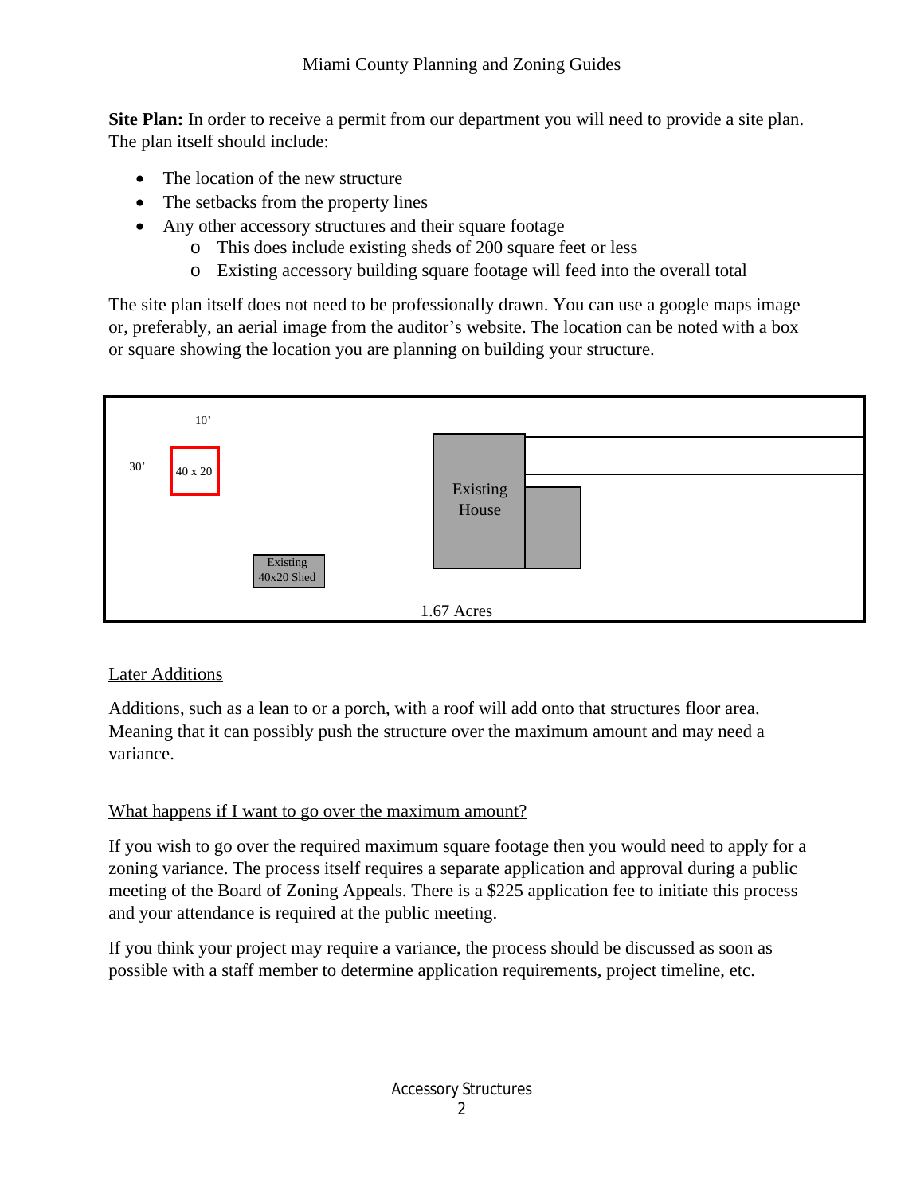**Site Plan:** In order to receive a permit from our department you will need to provide a site plan. The plan itself should include:

- The location of the new structure
- The setbacks from the property lines
- Any other accessory structures and their square footage
  - This does include existing sheds of 200 square feet or less
  - Existing accessory building square footage will feed into the overall total

The site plan itself does not need to be professionally drawn. You can use a google maps image or, preferably, an aerial image from the auditor's website. The location can be noted with a box or square showing the location you are planning on building your structure.

10'

30'

40 x 20

Existing House

Existing 40x20 Shed

1.67 Acres

## Later Additions

Additions, such as a lean to or a porch, with a roof will add onto that structures floor area. Meaning that it can possibly push the structure over the maximum amount and may need a variance.

## What happens if I want to go over the maximum amount?

If you wish to go over the required maximum square footage then you would need to apply for a zoning variance. The process itself requires a separate application and approval during a public meeting of the Board of Zoning Appeals. There is a $225 application fee to initiate this process and your attendance is required at the public meeting.

If you think your project may require a variance, the process should be discussed as soon as possible with a staff member to determine application requirements, project timeline, etc.